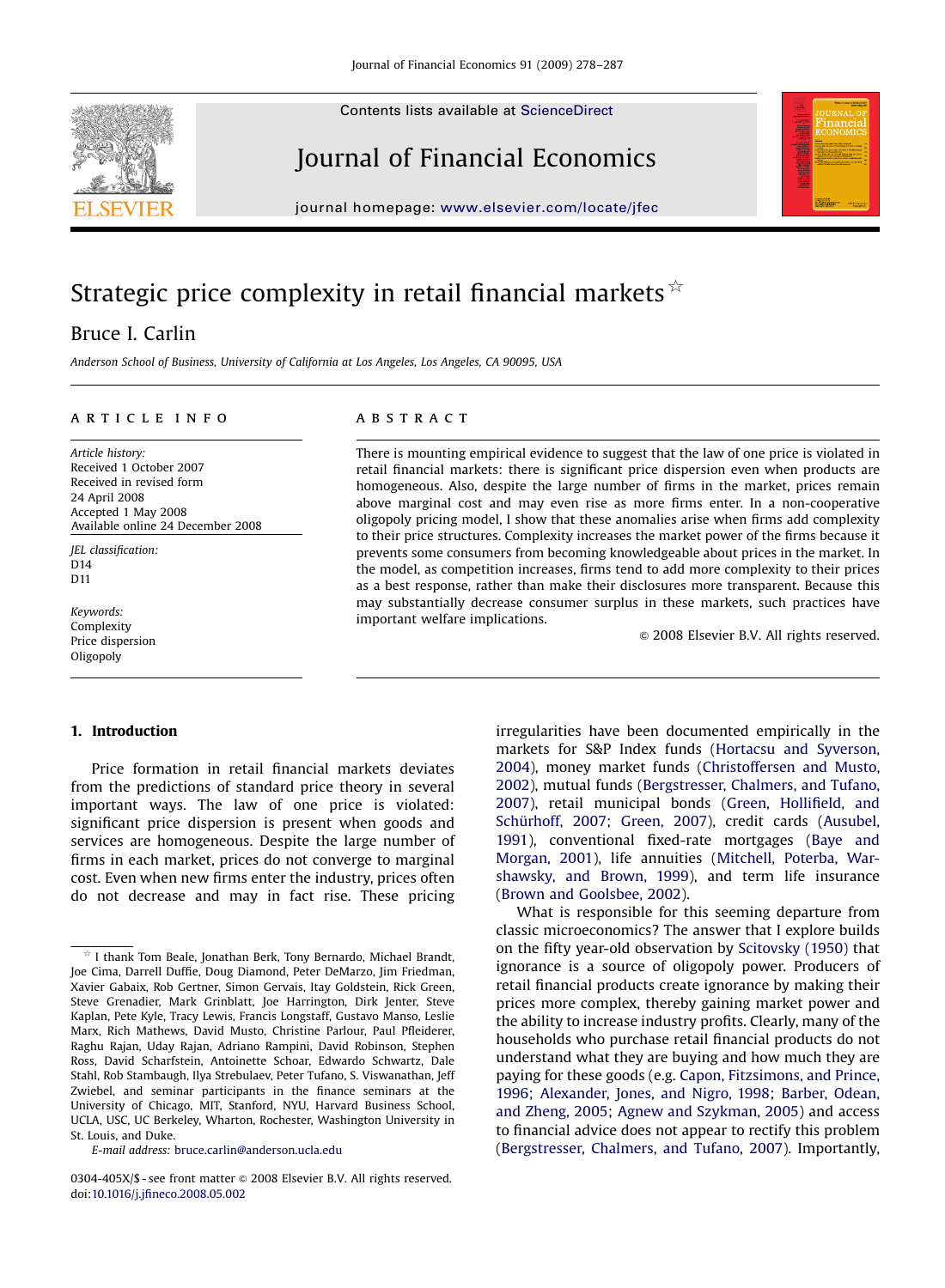Contents lists available at ScienceDirect

# Journal of Financial Economics

journal homepage: www.elsevier.com/locate/jfec

# Strategic price complexity in retail financial markets ☆

Bruce I. Carlin

*Anderson School of Business, University of California at Los Angeles, Los Angeles, CA 90095, USA*

**ARTICLE INFO**

*Article history:*
Received 1 October 2007
Received in revised form
24 April 2008
Accepted 1 May 2008
Available online 24 December 2008

*JEL classification:*
D14
D11

*Keywords:*
Complexity
Price dispersion
Oligopoly

**ABSTRACT**

There is mounting empirical evidence to suggest that the law of one price is violated in retail financial markets: there is significant price dispersion even when products are homogeneous. Also, despite the large number of firms in the market, prices remain above marginal cost and may even rise as more firms enter. In a non-cooperative oligopoly pricing model, I show that these anomalies arise when firms add complexity to their price structures. Complexity increases the market power of the firms because it prevents some consumers from becoming knowledgeable about prices in the market. In the model, as competition increases, firms tend to add more complexity to their prices as a best response, rather than make their disclosures more transparent. Because this may substantially decrease consumer surplus in these markets, such practices have important welfare implications.

© 2008 Elsevier B.V. All rights reserved.

## 1. Introduction

Price formation in retail financial markets deviates from the predictions of standard price theory in several important ways. The law of one price is violated: significant price dispersion is present when goods and services are homogeneous. Despite the large number of firms in each market, prices do not converge to marginal cost. Even when new firms enter the industry, prices often do not decrease and may in fact rise. These pricing irregularities have been documented empirically in the markets for S&P Index funds (Hortacsu and Syverson, 2004), money market funds (Christoffersen and Musto, 2002), mutual funds (Bergstresser, Chalmers, and Tufano, 2007), retail municipal bonds (Green, Hollifield, and Schürhoff, 2007; Green, 2007), credit cards (Ausubel, 1991), conventional fixed-rate mortgages (Baye and Morgan, 2001), life annuities (Mitchell, Poterba, Warshawsky, and Brown, 1999), and term life insurance (Brown and Goolsbee, 2002).

What is responsible for this seeming departure from classic microeconomics? The answer that I explore builds on the fifty year-old observation by Scitovsky (1950) that ignorance is a source of oligopoly power. Producers of retail financial products create ignorance by making their prices more complex, thereby gaining market power and the ability to increase industry profits. Clearly, many of the households who purchase retail financial products do not understand what they are buying and how much they are paying for these goods (e.g. Capon, Fitzsimons, and Prince, 1996; Alexander, Jones, and Nigro, 1998; Barber, Odean, and Zheng, 2005; Agnew and Szykman, 2005) and access to financial advice does not appear to rectify this problem (Bergstresser, Chalmers, and Tufano, 2007). Importantly,

☆ I thank Tom Beale, Jonathan Berk, Tony Bernardo, Michael Brandt, Joe Cima, Darrell Duffie, Doug Diamond, Peter DeMarzo, Jim Friedman, Xavier Gabaix, Rob Gertner, Simon Gervais, Itay Goldstein, Rick Green, Steve Grenadier, Mark Grinblatt, Joe Harrington, Dirk Jenter, Steve Kaplan, Pete Kyle, Tracy Lewis, Francis Longstaff, Gustavo Manso, Leslie Marx, Rich Mathews, David Musto, Christine Parlour, Paul Pfleiderer, Raghu Rajan, Uday Rajan, Adriano Rampini, David Robinson, Stephen Ross, David Scharfstein, Antoinette Schoar, Edwardo Schwartz, Dale Stahl, Rob Stambaugh, Ilya Strebulaev, Peter Tufano, S. Viswanathan, Jeff Zwiebel, and seminar participants in the finance seminars at the University of Chicago, MIT, Stanford, NYU, Harvard Business School, UCLA, USC, UC Berkeley, Wharton, Rochester, Washington University in St. Louis, and Duke.

E-mail address: bruce.carlin@anderson.ucla.edu

0304-405X/$ - see front matter © 2008 Elsevier B.V. All rights reserved.
doi:10.1016/j.jfineco.2008.05.002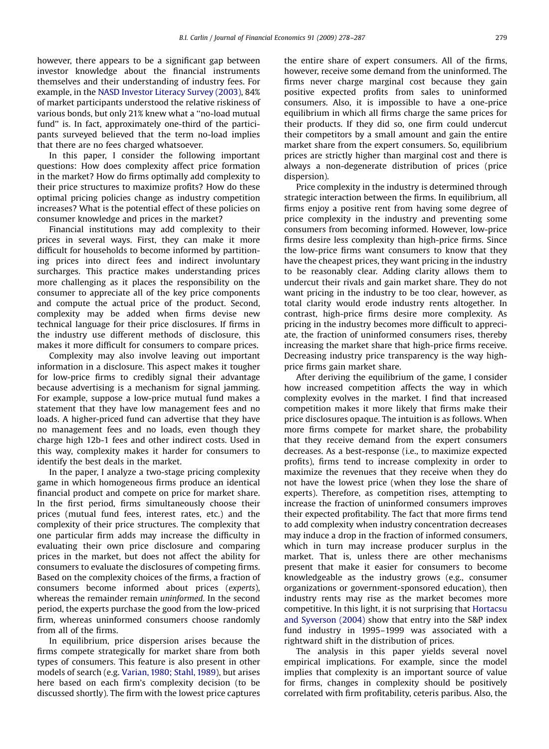however, there appears to be a significant gap between investor knowledge about the financial instruments themselves and their understanding of industry fees. For example, in the NASD Investor Literacy Survey (2003), 84% of market participants understood the relative riskiness of various bonds, but only 21% knew what a "no-load mutual fund" is. In fact, approximately one-third of the participants surveyed believed that the term no-load implies that there are no fees charged whatsoever.

In this paper, I consider the following important questions: How does complexity affect price formation in the market? How do firms optimally add complexity to their price structures to maximize profits? How do these optimal pricing policies change as industry competition increases? What is the potential effect of these policies on consumer knowledge and prices in the market?

Financial institutions may add complexity to their prices in several ways. First, they can make it more difficult for households to become informed by partitioning prices into direct fees and indirect involuntary surcharges. This practice makes understanding prices more challenging as it places the responsibility on the consumer to appreciate all of the key price components and compute the actual price of the product. Second, complexity may be added when firms devise new technical language for their price disclosures. If firms in the industry use different methods of disclosure, this makes it more difficult for consumers to compare prices.

Complexity may also involve leaving out important information in a disclosure. This aspect makes it tougher for low-price firms to credibly signal their advantage because advertising is a mechanism for signal jamming. For example, suppose a low-price mutual fund makes a statement that they have low management fees and no loads. A higher-priced fund can advertise that they have no management fees and no loads, even though they charge high 12b-1 fees and other indirect costs. Used in this way, complexity makes it harder for consumers to identify the best deals in the market.

In the paper, I analyze a two-stage pricing complexity game in which homogeneous firms produce an identical financial product and compete on price for market share. In the first period, firms simultaneously choose their prices (mutual fund fees, interest rates, etc.) and the complexity of their price structures. The complexity that one particular firm adds may increase the difficulty in evaluating their own price disclosure and comparing prices in the market, but does not affect the ability for consumers to evaluate the disclosures of competing firms. Based on the complexity choices of the firms, a fraction of consumers become informed about prices (*experts*), whereas the remainder remain *uninformed*. In the second period, the experts purchase the good from the low-priced firm, whereas uninformed consumers choose randomly from all of the firms.

In equilibrium, price dispersion arises because the firms compete strategically for market share from both types of consumers. This feature is also present in other models of search (e.g. Varian, 1980; Stahl, 1989), but arises here based on each firm's complexity decision (to be discussed shortly). The firm with the lowest price captures the entire share of expert consumers. All of the firms, however, receive some demand from the uninformed. The firms never charge marginal cost because they gain positive expected profits from sales to uninformed consumers. Also, it is impossible to have a one-price equilibrium in which all firms charge the same prices for their products. If they did so, one firm could undercut their competitors by a small amount and gain the entire market share from the expert consumers. So, equilibrium prices are strictly higher than marginal cost and there is always a non-degenerate distribution of prices (price dispersion).

Price complexity in the industry is determined through strategic interaction between the firms. In equilibrium, all firms enjoy a positive rent from having some degree of price complexity in the industry and preventing some consumers from becoming informed. However, low-price firms desire less complexity than high-price firms. Since the low-price firms want consumers to know that they have the cheapest prices, they want pricing in the industry to be reasonably clear. Adding clarity allows them to undercut their rivals and gain market share. They do not want pricing in the industry to be too clear, however, as total clarity would erode industry rents altogether. In contrast, high-price firms desire more complexity. As pricing in the industry becomes more difficult to appreciate, the fraction of uninformed consumers rises, thereby increasing the market share that high-price firms receive. Decreasing industry price transparency is the way high-price firms gain market share.

After deriving the equilibrium of the game, I consider how increased competition affects the way in which complexity evolves in the market. I find that increased competition makes it more likely that firms make their price disclosures opaque. The intuition is as follows. When more firms compete for market share, the probability that they receive demand from the expert consumers decreases. As a best-response (i.e., to maximize expected profits), firms tend to increase complexity in order to maximize the revenues that they receive when they do not have the lowest price (when they lose the share of experts). Therefore, as competition rises, attempting to increase the fraction of uninformed consumers improves their expected profitability. The fact that more firms tend to add complexity when industry concentration decreases may induce a drop in the fraction of informed consumers, which in turn may increase producer surplus in the market. That is, unless there are other mechanisms present that make it easier for consumers to become knowledgeable as the industry grows (e.g., consumer organizations or government-sponsored education), then industry rents may rise as the market becomes more competitive. In this light, it is not surprising that Hortacsu and Syverson (2004) show that entry into the S&P index fund industry in 1995–1999 was associated with a rightward shift in the distribution of prices.

The analysis in this paper yields several novel empirical implications. For example, since the model implies that complexity is an important source of value for firms, changes in complexity should be positively correlated with firm profitability, ceteris paribus. Also, the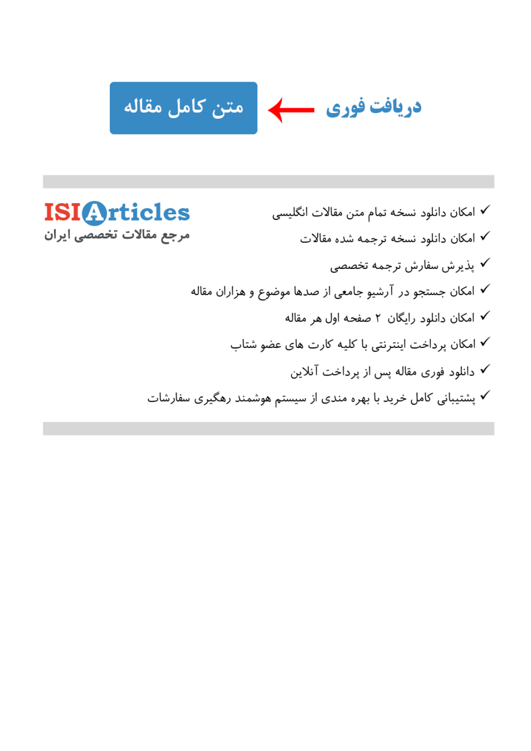دریافت فوری ← **متن کامل مقاله**

**ISIArticles**
مرجع مقالات تخصصی ایران

- ✓ امکان دانلود نسخه تمام متن مقالات انگلیسی
- ✓ امکان دانلود نسخه ترجمه شده مقالات
- ✓ پذیرش سفارش ترجمه تخصصی
- ✓ امکان جستجو در آرشیو جامعی از صدها موضوع و هزاران مقاله
- ✓ امکان دانلود رایگان ۲ صفحه اول هر مقاله
- ✓ امکان پرداخت اینترنتی با کلیه کارت های عضو شتاب
- ✓ دانلود فوری مقاله پس از پرداخت آنلاین
- ✓ پشتیبانی کامل خرید با بهره مندی از سیستم هوشمند رهگیری سفارشات